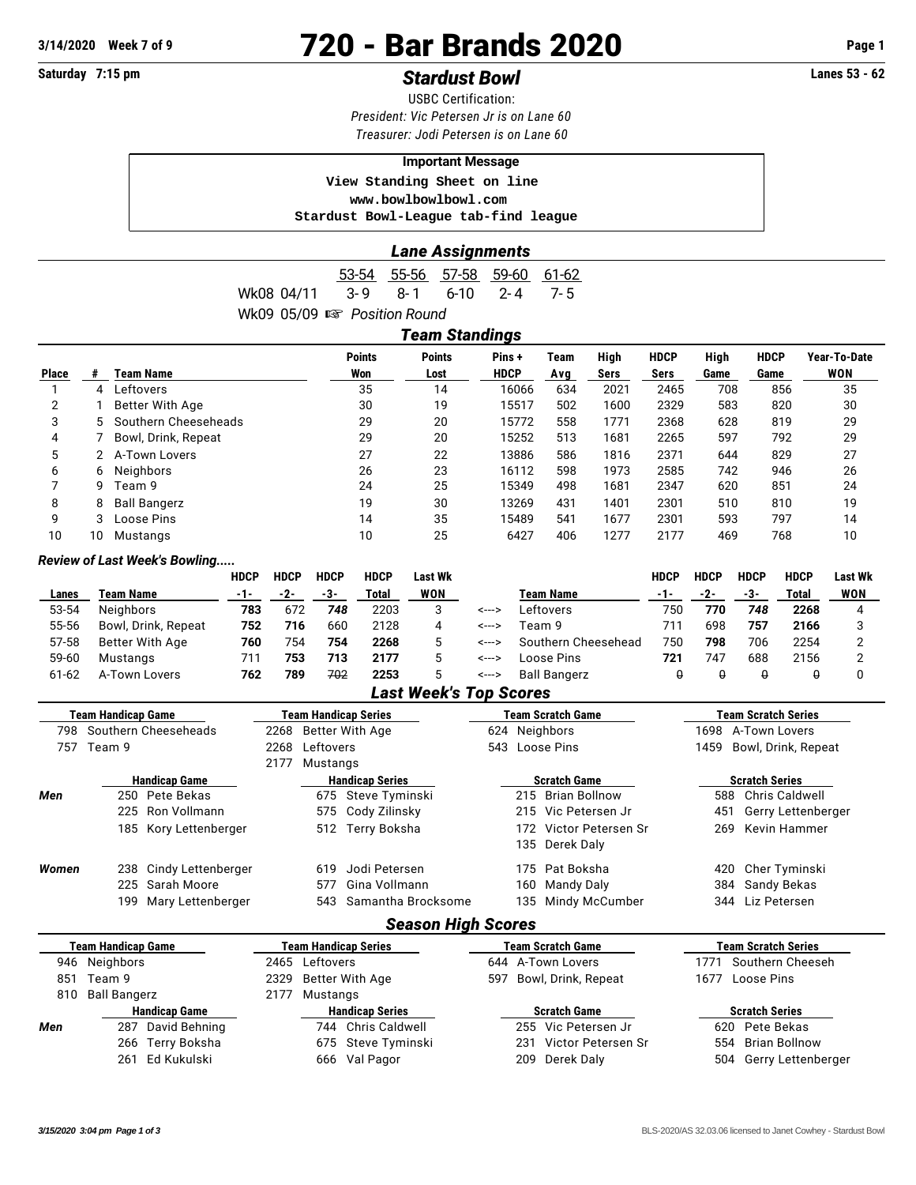3/14/2020 Week 7 of 9

# 720 - Bar Brands 2020

Saturday 7:15 pm

## *Stardust Bowl*

Lanes 53 - 62

USBC Certification:
*President: Vic Petersen Jr is on Lane 60*
*Treasurer: Jodi Petersen is on Lane 60*

**Important Message**

```
View Standing Sheet on line
www.bowlbowlbowl.com
Stardust Bowl-League tab-find league
```

## *Lane Assignments*

| | 53-54 | 55-56 | 57-58 | 59-60 | 61-62 |
|---|---|---|---|---|---|
| Wk08 04/11 | 3-9 | 8-1 | 6-10 | 2-4 | 7-5 |

Wk09 05/09 ☞ *Position Round*

## *Team Standings*

| Place | # | Team Name | Points Won | Points Lost | Pins + HDCP | Team Avg | High Sers | HDCP Sers | High Game | HDCP Game | Year-To-Date WON |
|---|---|---|---|---|---|---|---|---|---|---|---|
| 1 | 4 | Leftovers | 35 | 14 | 16066 | 634 | 2021 | 2465 | 708 | 856 | 35 |
| 2 | 1 | Better With Age | 30 | 19 | 15517 | 502 | 1600 | 2329 | 583 | 820 | 30 |
| 3 | 5 | Southern Cheeseheads | 29 | 20 | 15772 | 558 | 1771 | 2368 | 628 | 819 | 29 |
| 4 | 7 | Bowl, Drink, Repeat | 29 | 20 | 15252 | 513 | 1681 | 2265 | 597 | 792 | 29 |
| 5 | 2 | A-Town Lovers | 27 | 22 | 13886 | 586 | 1816 | 2371 | 644 | 829 | 27 |
| 6 | 6 | Neighbors | 26 | 23 | 16112 | 598 | 1973 | 2585 | 742 | 946 | 26 |
| 7 | 9 | Team 9 | 24 | 25 | 15349 | 498 | 1681 | 2347 | 620 | 851 | 24 |
| 8 | 8 | Ball Bangerz | 19 | 30 | 13269 | 431 | 1401 | 2301 | 510 | 810 | 19 |
| 9 | 3 | Loose Pins | 14 | 35 | 15489 | 541 | 1677 | 2301 | 593 | 797 | 14 |
| 10 | 10 | Mustangs | 10 | 25 | 6427 | 406 | 1277 | 2177 | 469 | 768 | 10 |

### *Review of Last Week's Bowling.....*

| Lanes | Team Name | HDCP -1- | HDCP -2- | HDCP -3- | HDCP Total | Last Wk WON | | Team Name | HDCP -1- | HDCP -2- | HDCP -3- | HDCP Total | Last Wk WON |
|---|---|---|---|---|---|---|---|---|---|---|---|---|---|
| 53-54 | Neighbors | **783** | 672 | ***748*** | 2203 | 3 | <---> | Leftovers | 750 | **770** | ***748*** | **2268** | 4 |
| 55-56 | Bowl, Drink, Repeat | **752** | **716** | 660 | 2128 | 4 | <---> | Team 9 | 711 | 698 | **757** | **2166** | 3 |
| 57-58 | Better With Age | **760** | 754 | **754** | **2268** | 5 | <---> | Southern Cheesehead | 750 | **798** | 706 | 2254 | 2 |
| 59-60 | Mustangs | 711 | **753** | **713** | **2177** | 5 | <---> | Loose Pins | **721** | 747 | 688 | 2156 | 2 |
| 61-62 | A-Town Lovers | **762** | **789** | ~~702~~ | **2253** | 5 | <---> | Ball Bangerz | ~~0~~ | ~~0~~ | ~~0~~ | ~~0~~ | 0 |

## *Last Week's Top Scores*

| Team Handicap Game | Team Handicap Series | Team Scratch Game | Team Scratch Series |
|---|---|---|---|
| 798 Southern Cheeseheads | 2268 Better With Age | 624 Neighbors | 1698 A-Town Lovers |
| 757 Team 9 | 2268 Leftovers | 543 Loose Pins | 1459 Bowl, Drink, Repeat |
| | 2177 Mustangs | | |

| | Handicap Game | Handicap Series | Scratch Game | Scratch Series |
|---|---|---|---|---|
| *Men* | 250 Pete Bekas | 675 Steve Tyminski | 215 Brian Bollnow | 588 Chris Caldwell |
| | 225 Ron Vollmann | 575 Cody Zilinsky | 215 Vic Petersen Jr | 451 Gerry Lettenberger |
| | 185 Kory Lettenberger | 512 Terry Boksha | 172 Victor Petersen Sr | 269 Kevin Hammer |
| | | | 135 Derek Daly | |
| *Women* | 238 Cindy Lettenberger | 619 Jodi Petersen | 175 Pat Boksha | 420 Cher Tyminski |
| | 225 Sarah Moore | 577 Gina Vollmann | 160 Mandy Daly | 384 Sandy Bekas |
| | 199 Mary Lettenberger | 543 Samantha Brocksome | 135 Mindy McCumber | 344 Liz Petersen |

## *Season High Scores*

| Team Handicap Game | Team Handicap Series | Team Scratch Game | Team Scratch Series |
|---|---|---|---|
| 946 Neighbors | 2465 Leftovers | 644 A-Town Lovers | 1771 Southern Cheeseh |
| 851 Team 9 | 2329 Better With Age | 597 Bowl, Drink, Repeat | 1677 Loose Pins |
| 810 Ball Bangerz | 2177 Mustangs | | |

| | Handicap Game | Handicap Series | Scratch Game | Scratch Series |
|---|---|---|---|---|
| *Men* | 287 David Behning | 744 Chris Caldwell | 255 Vic Petersen Jr | 620 Pete Bekas |
| | 266 Terry Boksha | 675 Steve Tyminski | 231 Victor Petersen Sr | 554 Brian Bollnow |
| | 261 Ed Kukulski | 666 Val Pagor | 209 Derek Daly | 504 Gerry Lettenberger |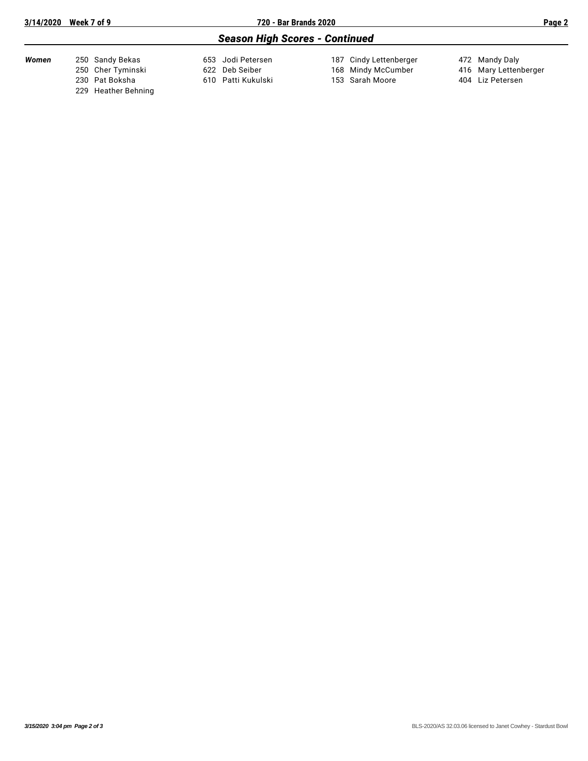## *Season High Scores - Continued*

| | | | | |
|---|---|---|---|---|
| ***Women*** | 250 Sandy Bekas | 653 Jodi Petersen | 187 Cindy Lettenberger | 472 Mandy Daly |
| | 250 Cher Tyminski | 622 Deb Seiber | 168 Mindy McCumber | 416 Mary Lettenberger |
| | 230 Pat Boksha | 610 Patti Kukulski | 153 Sarah Moore | 404 Liz Petersen |
| | 229 Heather Behning | | | |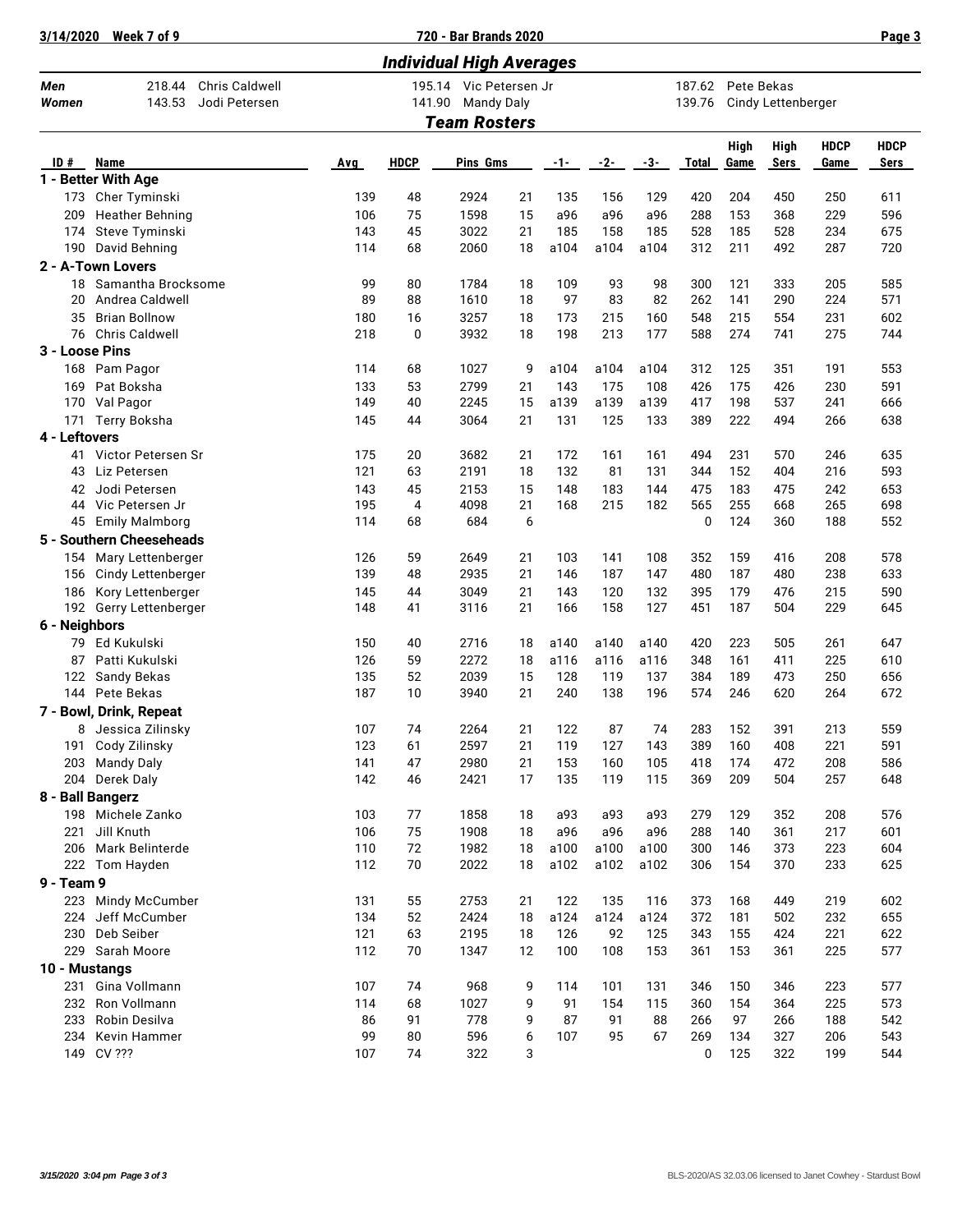# Individual High Averages

| | | | | | | |
|---|---|---|---|---|---|---|
| **Men** | 218.44 | Chris Caldwell | 195.14 | Vic Petersen Jr | 187.62 | Pete Bekas |
| **Women** | 143.53 | Jodi Petersen | 141.90 | Mandy Daly | 139.76 | Cindy Lettenberger |

# Team Rosters

| ID # | Name | Avg | HDCP | Pins | Gms | -1- | -2- | -3- | Total | High Game | High Sers | HDCP Game | HDCP Sers |
|---|---|---|---|---|---|---|---|---|---|---|---|---|---|
| **1 - Better With Age** | | | | | | | | | | | | | |
| 173 | Cher Tyminski | 139 | 48 | 2924 | 21 | 135 | 156 | 129 | 420 | 204 | 450 | 250 | 611 |
| 209 | Heather Behning | 106 | 75 | 1598 | 15 | a96 | a96 | a96 | 288 | 153 | 368 | 229 | 596 |
| 174 | Steve Tyminski | 143 | 45 | 3022 | 21 | 185 | 158 | 185 | 528 | 185 | 528 | 234 | 675 |
| 190 | David Behning | 114 | 68 | 2060 | 18 | a104 | a104 | a104 | 312 | 211 | 492 | 287 | 720 |
| **2 - A-Town Lovers** | | | | | | | | | | | | | |
| 18 | Samantha Brocksome | 99 | 80 | 1784 | 18 | 109 | 93 | 98 | 300 | 121 | 333 | 205 | 585 |
| 20 | Andrea Caldwell | 89 | 88 | 1610 | 18 | 97 | 83 | 82 | 262 | 141 | 290 | 224 | 571 |
| 35 | Brian Bollnow | 180 | 16 | 3257 | 18 | 173 | 215 | 160 | 548 | 215 | 554 | 231 | 602 |
| 76 | Chris Caldwell | 218 | 0 | 3932 | 18 | 198 | 213 | 177 | 588 | 274 | 741 | 275 | 744 |
| **3 - Loose Pins** | | | | | | | | | | | | | |
| 168 | Pam Pagor | 114 | 68 | 1027 | 9 | a104 | a104 | a104 | 312 | 125 | 351 | 191 | 553 |
| 169 | Pat Boksha | 133 | 53 | 2799 | 21 | 143 | 175 | 108 | 426 | 175 | 426 | 230 | 591 |
| 170 | Val Pagor | 149 | 40 | 2245 | 15 | a139 | a139 | a139 | 417 | 198 | 537 | 241 | 666 |
| 171 | Terry Boksha | 145 | 44 | 3064 | 21 | 131 | 125 | 133 | 389 | 222 | 494 | 266 | 638 |
| **4 - Leftovers** | | | | | | | | | | | | | |
| 41 | Victor Petersen Sr | 175 | 20 | 3682 | 21 | 172 | 161 | 161 | 494 | 231 | 570 | 246 | 635 |
| 43 | Liz Petersen | 121 | 63 | 2191 | 18 | 132 | 81 | 131 | 344 | 152 | 404 | 216 | 593 |
| 42 | Jodi Petersen | 143 | 45 | 2153 | 15 | 148 | 183 | 144 | 475 | 183 | 475 | 242 | 653 |
| 44 | Vic Petersen Jr | 195 | 4 | 4098 | 21 | 168 | 215 | 182 | 565 | 255 | 668 | 265 | 698 |
| 45 | Emily Malmborg | 114 | 68 | 684 | 6 | | | | 0 | 124 | 360 | 188 | 552 |
| **5 - Southern Cheeseheads** | | | | | | | | | | | | | |
| 154 | Mary Lettenberger | 126 | 59 | 2649 | 21 | 103 | 141 | 108 | 352 | 159 | 416 | 208 | 578 |
| 156 | Cindy Lettenberger | 139 | 48 | 2935 | 21 | 146 | 187 | 147 | 480 | 187 | 480 | 238 | 633 |
| 186 | Kory Lettenberger | 145 | 44 | 3049 | 21 | 143 | 120 | 132 | 395 | 179 | 476 | 215 | 590 |
| 192 | Gerry Lettenberger | 148 | 41 | 3116 | 21 | 166 | 158 | 127 | 451 | 187 | 504 | 229 | 645 |
| **6 - Neighbors** | | | | | | | | | | | | | |
| 79 | Ed Kukulski | 150 | 40 | 2716 | 18 | a140 | a140 | a140 | 420 | 223 | 505 | 261 | 647 |
| 87 | Patti Kukulski | 126 | 59 | 2272 | 18 | a116 | a116 | a116 | 348 | 161 | 411 | 225 | 610 |
| 122 | Sandy Bekas | 135 | 52 | 2039 | 15 | 128 | 119 | 137 | 384 | 189 | 473 | 250 | 656 |
| 144 | Pete Bekas | 187 | 10 | 3940 | 21 | 240 | 138 | 196 | 574 | 246 | 620 | 264 | 672 |
| **7 - Bowl, Drink, Repeat** | | | | | | | | | | | | | |
| 8 | Jessica Zilinsky | 107 | 74 | 2264 | 21 | 122 | 87 | 74 | 283 | 152 | 391 | 213 | 559 |
| 191 | Cody Zilinsky | 123 | 61 | 2597 | 21 | 119 | 127 | 143 | 389 | 160 | 408 | 221 | 591 |
| 203 | Mandy Daly | 141 | 47 | 2980 | 21 | 153 | 160 | 105 | 418 | 174 | 472 | 208 | 586 |
| 204 | Derek Daly | 142 | 46 | 2421 | 17 | 135 | 119 | 115 | 369 | 209 | 504 | 257 | 648 |
| **8 - Ball Bangerz** | | | | | | | | | | | | | |
| 198 | Michele Zanko | 103 | 77 | 1858 | 18 | a93 | a93 | a93 | 279 | 129 | 352 | 208 | 576 |
| 221 | Jill Knuth | 106 | 75 | 1908 | 18 | a96 | a96 | a96 | 288 | 140 | 361 | 217 | 601 |
| 206 | Mark Belinterde | 110 | 72 | 1982 | 18 | a100 | a100 | a100 | 300 | 146 | 373 | 223 | 604 |
| 222 | Tom Hayden | 112 | 70 | 2022 | 18 | a102 | a102 | a102 | 306 | 154 | 370 | 233 | 625 |
| **9 - Team 9** | | | | | | | | | | | | | |
| 223 | Mindy McCumber | 131 | 55 | 2753 | 21 | 122 | 135 | 116 | 373 | 168 | 449 | 219 | 602 |
| 224 | Jeff McCumber | 134 | 52 | 2424 | 18 | a124 | a124 | a124 | 372 | 181 | 502 | 232 | 655 |
| 230 | Deb Seiber | 121 | 63 | 2195 | 18 | 126 | 92 | 125 | 343 | 155 | 424 | 221 | 622 |
| 229 | Sarah Moore | 112 | 70 | 1347 | 12 | 100 | 108 | 153 | 361 | 153 | 361 | 225 | 577 |
| **10 - Mustangs** | | | | | | | | | | | | | |
| 231 | Gina Vollmann | 107 | 74 | 968 | 9 | 114 | 101 | 131 | 346 | 150 | 346 | 223 | 577 |
| 232 | Ron Vollmann | 114 | 68 | 1027 | 9 | 91 | 154 | 115 | 360 | 154 | 364 | 225 | 573 |
| 233 | Robin Desilva | 86 | 91 | 778 | 9 | 87 | 91 | 88 | 266 | 97 | 266 | 188 | 542 |
| 234 | Kevin Hammer | 99 | 80 | 596 | 6 | 107 | 95 | 67 | 269 | 134 | 327 | 206 | 543 |
| 149 | CV ??? | 107 | 74 | 322 | 3 | | | | 0 | 125 | 322 | 199 | 544 |